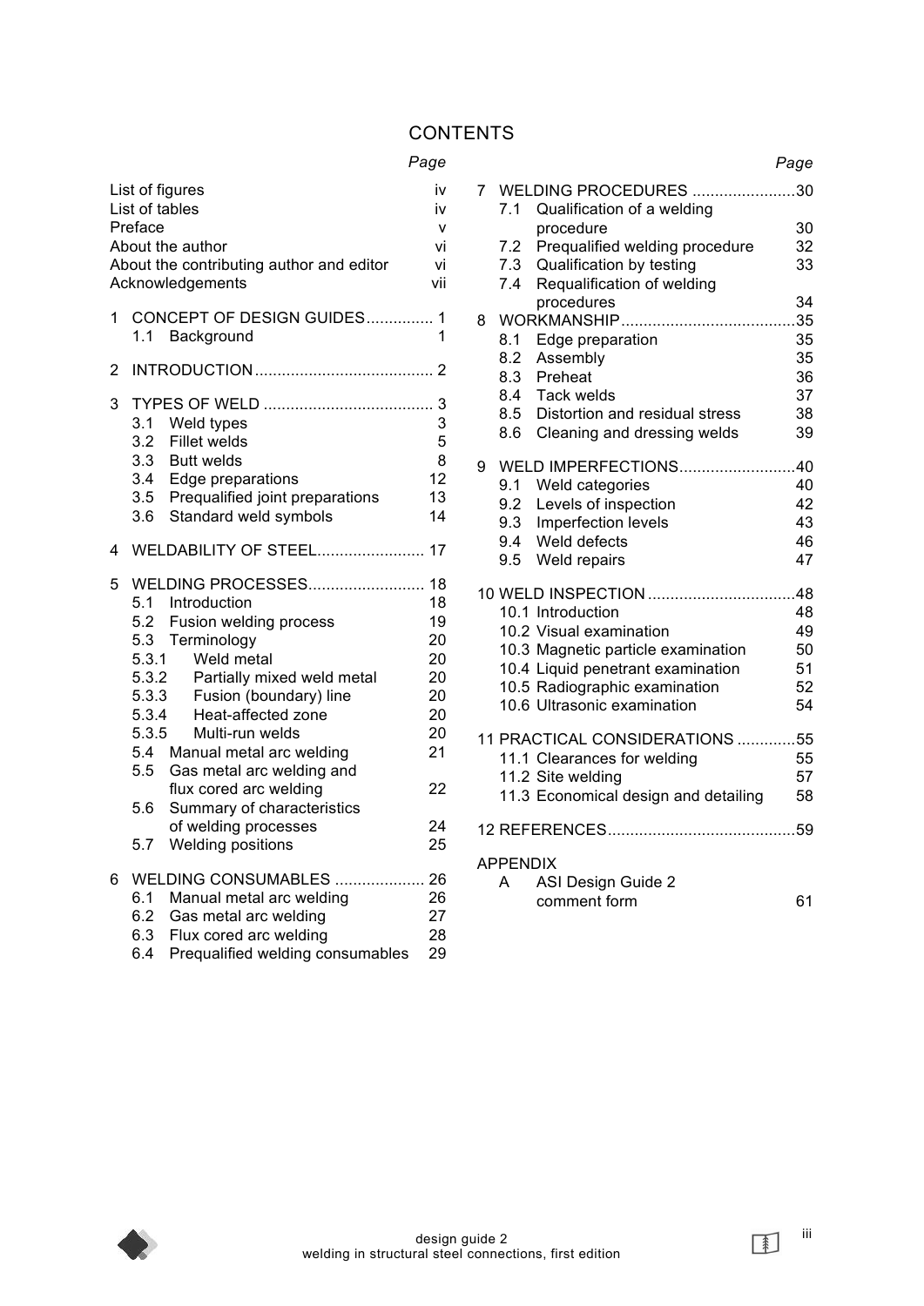# CONTENTS

| | Page |
|---|---|
| List of figures | iv |
| List of tables | iv |
| Preface | v |
| About the author | vi |
| About the contributing author and editor | vi |
| Acknowledgements | vii |
| **1 CONCEPT OF DESIGN GUIDES** | **1** |
| 1.1 Background | 1 |
| **2 INTRODUCTION** | **2** |
| **3 TYPES OF WELD** | **3** |
| 3.1 Weld types | 3 |
| 3.2 Fillet welds | 5 |
| 3.3 Butt welds | 8 |
| 3.4 Edge preparations | 12 |
| 3.5 Prequalified joint preparations | 13 |
| 3.6 Standard weld symbols | 14 |
| **4 WELDABILITY OF STEEL** | **17** |
| **5 WELDING PROCESSES** | **18** |
| 5.1 Introduction | 18 |
| 5.2 Fusion welding process | 19 |
| 5.3 Terminology | 20 |
| 5.3.1 Weld metal | 20 |
| 5.3.2 Partially mixed weld metal | 20 |
| 5.3.3 Fusion (boundary) line | 20 |
| 5.3.4 Heat-affected zone | 20 |
| 5.3.5 Multi-run welds | 20 |
| 5.4 Manual metal arc welding | 21 |
| 5.5 Gas metal arc welding and flux cored arc welding | 22 |
| 5.6 Summary of characteristics of welding processes | 24 |
| 5.7 Welding positions | 25 |
| **6 WELDING CONSUMABLES** | **26** |
| 6.1 Manual metal arc welding | 26 |
| 6.2 Gas metal arc welding | 27 |
| 6.3 Flux cored arc welding | 28 |
| 6.4 Prequalified welding consumables | 29 |
| **7 WELDING PROCEDURES** | **30** |
| 7.1 Qualification of a welding procedure | 30 |
| 7.2 Prequalified welding procedure | 32 |
| 7.3 Qualification by testing | 33 |
| 7.4 Requalification of welding procedures | 34 |
| **8 WORKMANSHIP** | **35** |
| 8.1 Edge preparation | 35 |
| 8.2 Assembly | 35 |
| 8.3 Preheat | 36 |
| 8.4 Tack welds | 37 |
| 8.5 Distortion and residual stress | 38 |
| 8.6 Cleaning and dressing welds | 39 |
| **9 WELD IMPERFECTIONS** | **40** |
| 9.1 Weld categories | 40 |
| 9.2 Levels of inspection | 42 |
| 9.3 Imperfection levels | 43 |
| 9.4 Weld defects | 46 |
| 9.5 Weld repairs | 47 |
| **10 WELD INSPECTION** | **48** |
| 10.1 Introduction | 48 |
| 10.2 Visual examination | 49 |
| 10.3 Magnetic particle examination | 50 |
| 10.4 Liquid penetrant examination | 51 |
| 10.5 Radiographic examination | 52 |
| 10.6 Ultrasonic examination | 54 |
| **11 PRACTICAL CONSIDERATIONS** | **55** |
| 11.1 Clearances for welding | 55 |
| 11.2 Site welding | 57 |
| 11.3 Economical design and detailing | 58 |
| **12 REFERENCES** | **59** |
| **APPENDIX** | |
| A ASI Design Guide 2 comment form | 61 |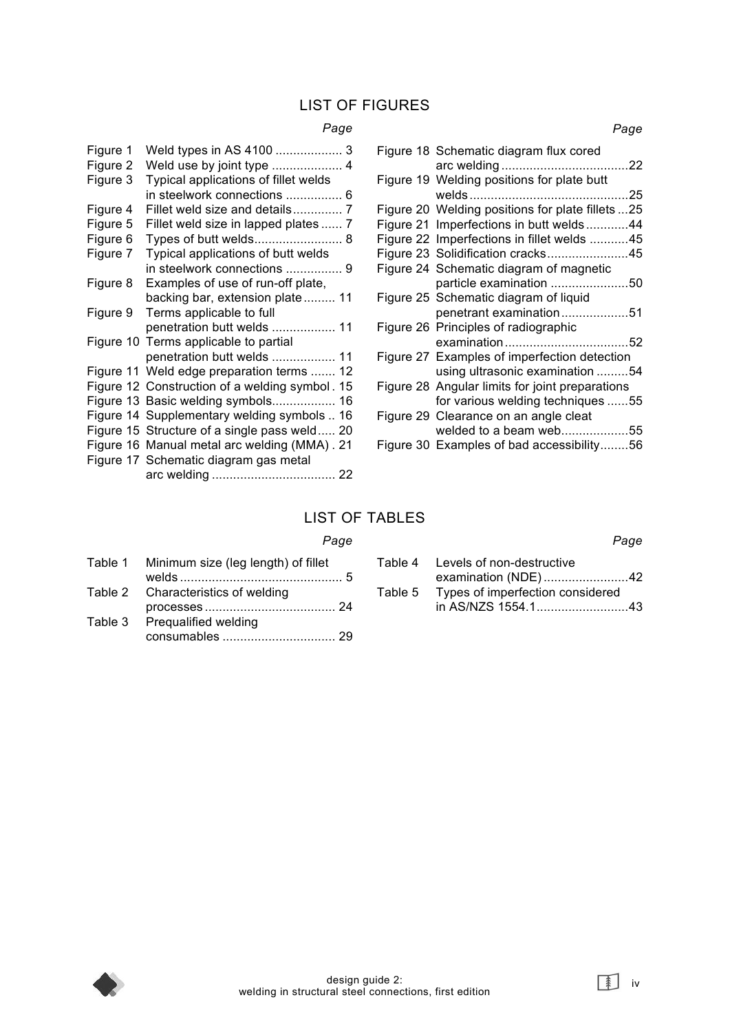## LIST OF FIGURES

| | | Page |
|---|---|---|
| Figure 1 | Weld types in AS 4100 | 3 |
| Figure 2 | Weld use by joint type | 4 |
| Figure 3 | Typical applications of fillet welds in steelwork connections | 6 |
| Figure 4 | Fillet weld size and details | 7 |
| Figure 5 | Fillet weld size in lapped plates | 7 |
| Figure 6 | Types of butt welds | 8 |
| Figure 7 | Typical applications of butt welds in steelwork connections | 9 |
| Figure 8 | Examples of use of run-off plate, backing bar, extension plate | 11 |
| Figure 9 | Terms applicable to full penetration butt welds | 11 |
| Figure 10 | Terms applicable to partial penetration butt welds | 11 |
| Figure 11 | Weld edge preparation terms | 12 |
| Figure 12 | Construction of a welding symbol | 15 |
| Figure 13 | Basic welding symbols | 16 |
| Figure 14 | Supplementary welding symbols | 16 |
| Figure 15 | Structure of a single pass weld | 20 |
| Figure 16 | Manual metal arc welding (MMA) | 21 |
| Figure 17 | Schematic diagram gas metal arc welding | 22 |
| Figure 18 | Schematic diagram flux cored arc welding | 22 |
| Figure 19 | Welding positions for plate butt welds | 25 |
| Figure 20 | Welding positions for plate fillets | 25 |
| Figure 21 | Imperfections in butt welds | 44 |
| Figure 22 | Imperfections in fillet welds | 45 |
| Figure 23 | Solidification cracks | 45 |
| Figure 24 | Schematic diagram of magnetic particle examination | 50 |
| Figure 25 | Schematic diagram of liquid penetrant examination | 51 |
| Figure 26 | Principles of radiographic examination | 52 |
| Figure 27 | Examples of imperfection detection using ultrasonic examination | 54 |
| Figure 28 | Angular limits for joint preparations for various welding techniques | 55 |
| Figure 29 | Clearance on an angle cleat welded to a beam web | 55 |
| Figure 30 | Examples of bad accessibility | 56 |

## LIST OF TABLES

| | | Page |
|---|---|---|
| Table 1 | Minimum size (leg length) of fillet welds | 5 |
| Table 2 | Characteristics of welding processes | 24 |
| Table 3 | Prequalified welding consumables | 29 |
| Table 4 | Levels of non-destructive examination (NDE) | 42 |
| Table 5 | Types of imperfection considered in AS/NZS 1554.1 | 43 |